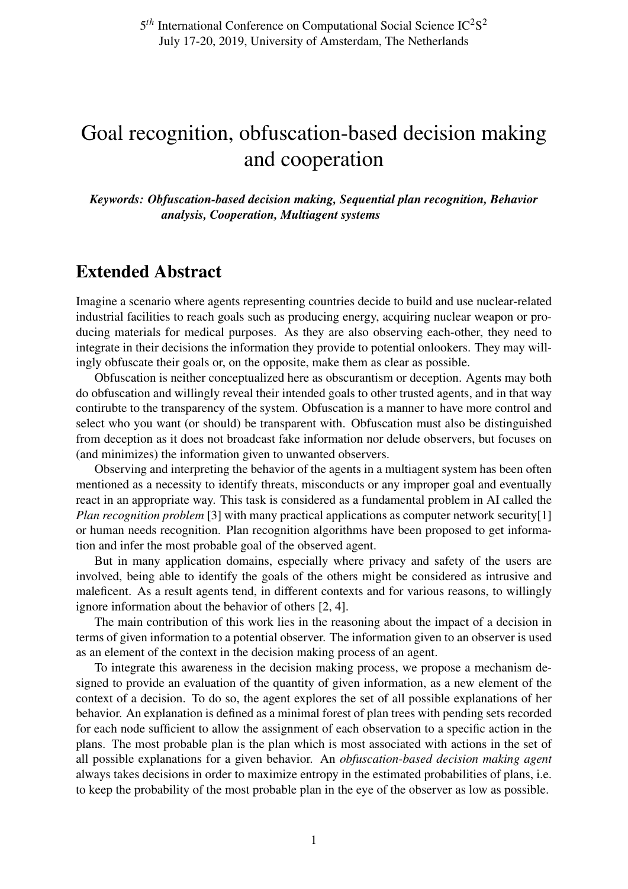# Goal recognition, obfuscation-based decision making and cooperation

***Keywords: Obfuscation-based decision making, Sequential plan recognition, Behavior analysis, Cooperation, Multiagent systems***

## Extended Abstract

Imagine a scenario where agents representing countries decide to build and use nuclear-related industrial facilities to reach goals such as producing energy, acquiring nuclear weapon or producing materials for medical purposes. As they are also observing each-other, they need to integrate in their decisions the information they provide to potential onlookers. They may willingly obfuscate their goals or, on the opposite, make them as clear as possible.

Obfuscation is neither conceptualized here as obscurantism or deception. Agents may both do obfuscation and willingly reveal their intended goals to other trusted agents, and in that way contirubte to the transparency of the system. Obfuscation is a manner to have more control and select who you want (or should) be transparent with. Obfuscation must also be distinguished from deception as it does not broadcast fake information nor delude observers, but focuses on (and minimizes) the information given to unwanted observers.

Observing and interpreting the behavior of the agents in a multiagent system has been often mentioned as a necessity to identify threats, misconducts or any improper goal and eventually react in an appropriate way. This task is considered as a fundamental problem in AI called the *Plan recognition problem* [3] with many practical applications as computer network security[1] or human needs recognition. Plan recognition algorithms have been proposed to get information and infer the most probable goal of the observed agent.

But in many application domains, especially where privacy and safety of the users are involved, being able to identify the goals of the others might be considered as intrusive and maleficent. As a result agents tend, in different contexts and for various reasons, to willingly ignore information about the behavior of others [2, 4].

The main contribution of this work lies in the reasoning about the impact of a decision in terms of given information to a potential observer. The information given to an observer is used as an element of the context in the decision making process of an agent.

To integrate this awareness in the decision making process, we propose a mechanism designed to provide an evaluation of the quantity of given information, as a new element of the context of a decision. To do so, the agent explores the set of all possible explanations of her behavior. An explanation is defined as a minimal forest of plan trees with pending sets recorded for each node sufficient to allow the assignment of each observation to a specific action in the plans. The most probable plan is the plan which is most associated with actions in the set of all possible explanations for a given behavior. An *obfuscation-based decision making agent* always takes decisions in order to maximize entropy in the estimated probabilities of plans, i.e. to keep the probability of the most probable plan in the eye of the observer as low as possible.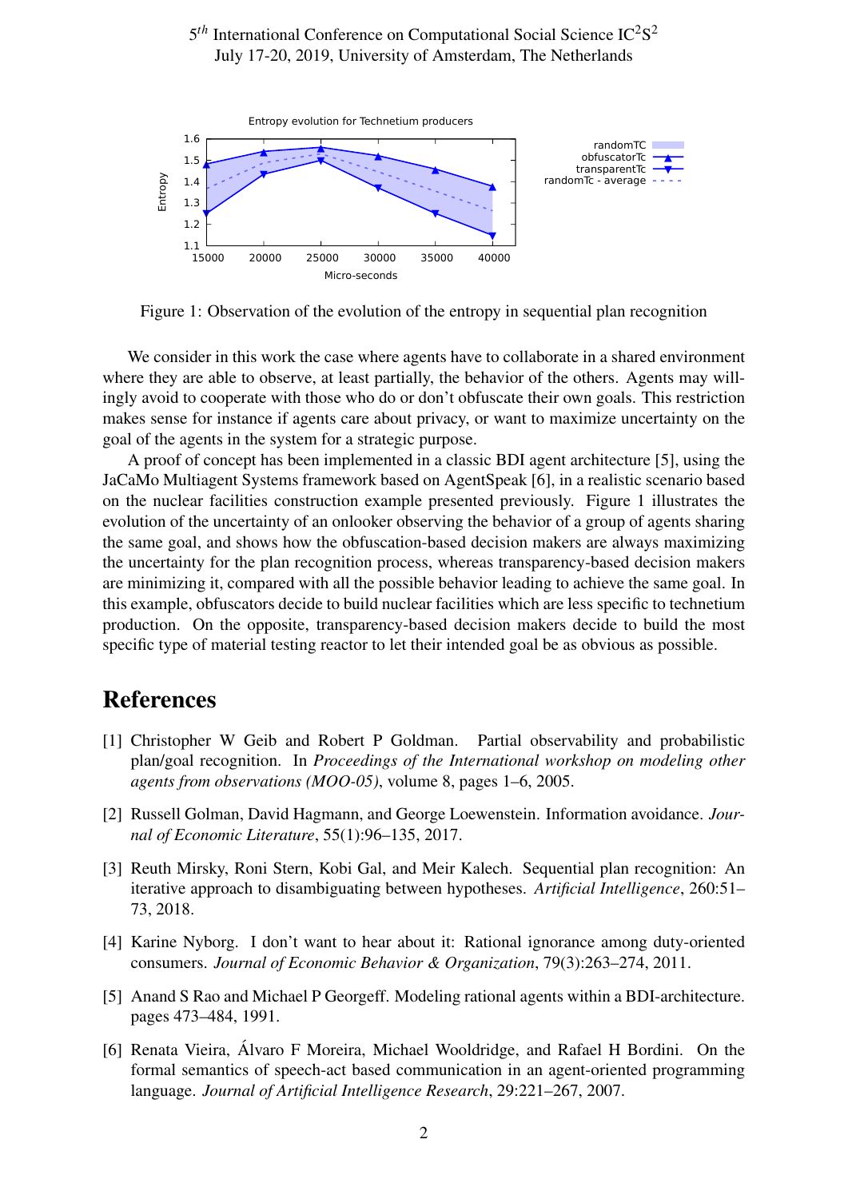Entropy evolution for Technetium producers

Entropy

1.6
1.5
1.4
1.3
1.2
1.1

15000 20000 25000 30000 35000 40000

Micro-seconds

randomTC
obfuscatorTc
transparentTc
randomTc - average

Figure 1: Observation of the evolution of the entropy in sequential plan recognition

We consider in this work the case where agents have to collaborate in a shared environment where they are able to observe, at least partially, the behavior of the others. Agents may willingly avoid to cooperate with those who do or don't obfuscate their own goals. This restriction makes sense for instance if agents care about privacy, or want to maximize uncertainty on the goal of the agents in the system for a strategic purpose.

A proof of concept has been implemented in a classic BDI agent architecture [5], using the JaCaMo Multiagent Systems framework based on AgentSpeak [6], in a realistic scenario based on the nuclear facilities construction example presented previously. Figure 1 illustrates the evolution of the uncertainty of an onlooker observing the behavior of a group of agents sharing the same goal, and shows how the obfuscation-based decision makers are always maximizing the uncertainty for the plan recognition process, whereas transparency-based decision makers are minimizing it, compared with all the possible behavior leading to achieve the same goal. In this example, obfuscators decide to build nuclear facilities which are less specific to technetium production. On the opposite, transparency-based decision makers decide to build the most specific type of material testing reactor to let their intended goal be as obvious as possible.

## References

[1] Christopher W Geib and Robert P Goldman. Partial observability and probabilistic plan/goal recognition. In *Proceedings of the International workshop on modeling other agents from observations (MOO-05)*, volume 8, pages 1–6, 2005.

[2] Russell Golman, David Hagmann, and George Loewenstein. Information avoidance. *Journal of Economic Literature*, 55(1):96–135, 2017.

[3] Reuth Mirsky, Roni Stern, Kobi Gal, and Meir Kalech. Sequential plan recognition: An iterative approach to disambiguating between hypotheses. *Artificial Intelligence*, 260:51–73, 2018.

[4] Karine Nyborg. I don't want to hear about it: Rational ignorance among duty-oriented consumers. *Journal of Economic Behavior & Organization*, 79(3):263–274, 2011.

[5] Anand S Rao and Michael P Georgeff. Modeling rational agents within a BDI-architecture. pages 473–484, 1991.

[6] Renata Vieira, Álvaro F Moreira, Michael Wooldridge, and Rafael H Bordini. On the formal semantics of speech-act based communication in an agent-oriented programming language. *Journal of Artificial Intelligence Research*, 29:221–267, 2007.